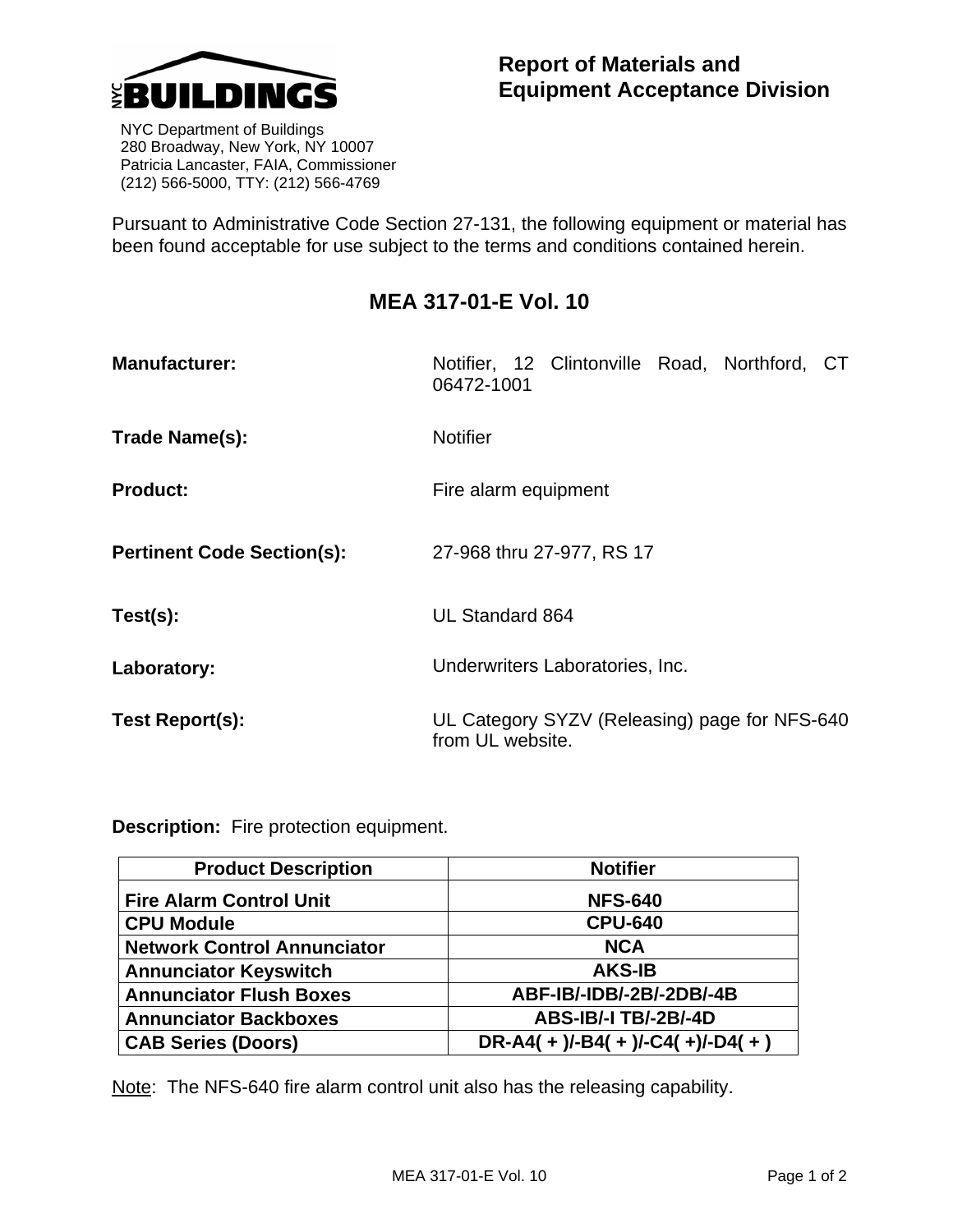NYC BUILDINGS

NYC Department of Buildings
280 Broadway, New York, NY 10007
Patricia Lancaster, FAIA, Commissioner
(212) 566-5000, TTY: (212) 566-4769

## Report of Materials and Equipment Acceptance Division

Pursuant to Administrative Code Section 27-131, the following equipment or material has been found acceptable for use subject to the terms and conditions contained herein.

# MEA 317-01-E Vol. 10

**Manufacturer:** Notifier, 12 Clintonville Road, Northford, CT 06472-1001

**Trade Name(s):** Notifier

**Product:** Fire alarm equipment

**Pertinent Code Section(s):** 27-968 thru 27-977, RS 17

**Test(s):** UL Standard 864

**Laboratory:** Underwriters Laboratories, Inc.

**Test Report(s):** UL Category SYZV (Releasing) page for NFS-640 from UL website.

**Description:** Fire protection equipment.

| Product Description | Notifier |
|---|---|
| **Fire Alarm Control Unit** | **NFS-640** |
| **CPU Module** | **CPU-640** |
| **Network Control Annunciator** | **NCA** |
| **Annunciator Keyswitch** | **AKS-IB** |
| **Annunciator Flush Boxes** | **ABF-IB/-IDB/-2B/-2DB/-4B** |
| **Annunciator Backboxes** | **ABS-IB/-I TB/-2B/-4D** |
| **CAB Series (Doors)** | **DR-A4( + )/-B4( + )/-C4( +)/-D4( + )** |

Note: The NFS-640 fire alarm control unit also has the releasing capability.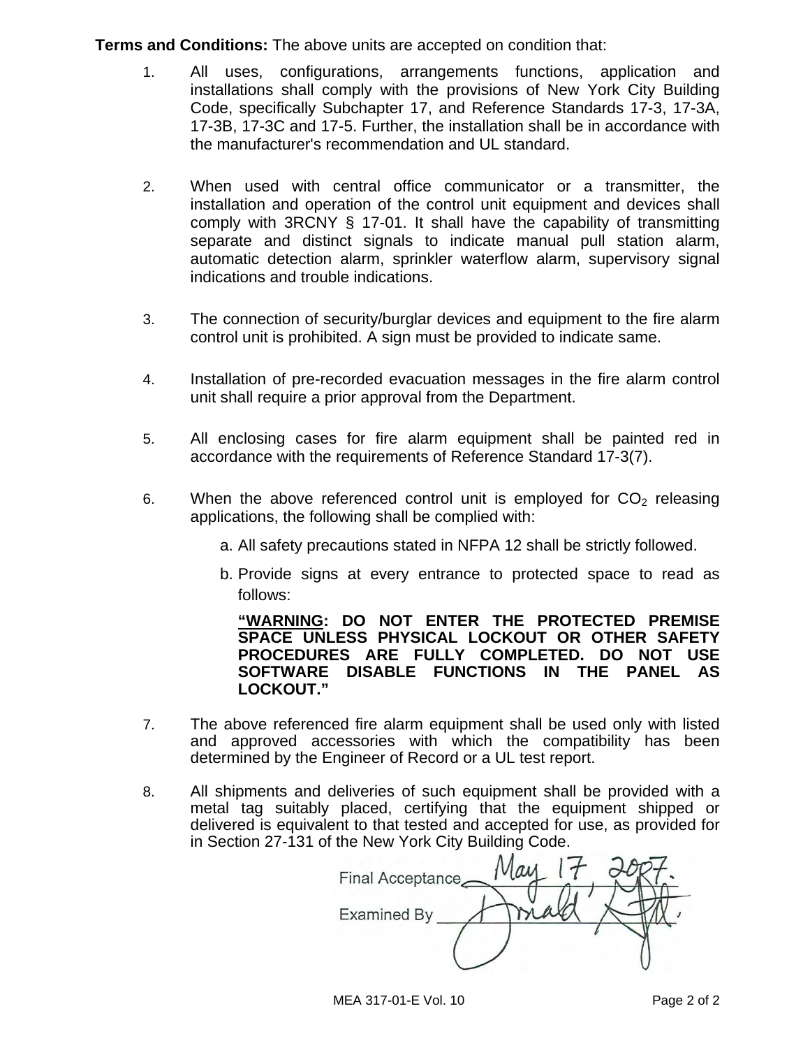**Terms and Conditions:** The above units are accepted on condition that:

1. All uses, configurations, arrangements functions, application and installations shall comply with the provisions of New York City Building Code, specifically Subchapter 17, and Reference Standards 17-3, 17-3A, 17-3B, 17-3C and 17-5. Further, the installation shall be in accordance with the manufacturer's recommendation and UL standard.

2. When used with central office communicator or a transmitter, the installation and operation of the control unit equipment and devices shall comply with 3RCNY § 17-01. It shall have the capability of transmitting separate and distinct signals to indicate manual pull station alarm, automatic detection alarm, sprinkler waterflow alarm, supervisory signal indications and trouble indications.

3. The connection of security/burglar devices and equipment to the fire alarm control unit is prohibited. A sign must be provided to indicate same.

4. Installation of pre-recorded evacuation messages in the fire alarm control unit shall require a prior approval from the Department.

5. All enclosing cases for fire alarm equipment shall be painted red in accordance with the requirements of Reference Standard 17-3(7).

6. When the above referenced control unit is employed for $CO_2$ releasing applications, the following shall be complied with:

   a. All safety precautions stated in NFPA 12 shall be strictly followed.

   b. Provide signs at every entrance to protected space to read as follows:

      **"WARNING: DO NOT ENTER THE PROTECTED PREMISE SPACE UNLESS PHYSICAL LOCKOUT OR OTHER SAFETY PROCEDURES ARE FULLY COMPLETED. DO NOT USE SOFTWARE DISABLE FUNCTIONS IN THE PANEL AS LOCKOUT."**

7. The above referenced fire alarm equipment shall be used only with listed and approved accessories with which the compatibility has been determined by the Engineer of Record or a UL test report.

8. All shipments and deliveries of such equipment shall be provided with a metal tag suitably placed, certifying that the equipment shipped or delivered is equivalent to that tested and accepted for use, as provided for in Section 27-131 of the New York City Building Code.

Final Acceptance May 17, 2007.

Examined By Donald [signature]

MEA 317-01-E Vol. 10